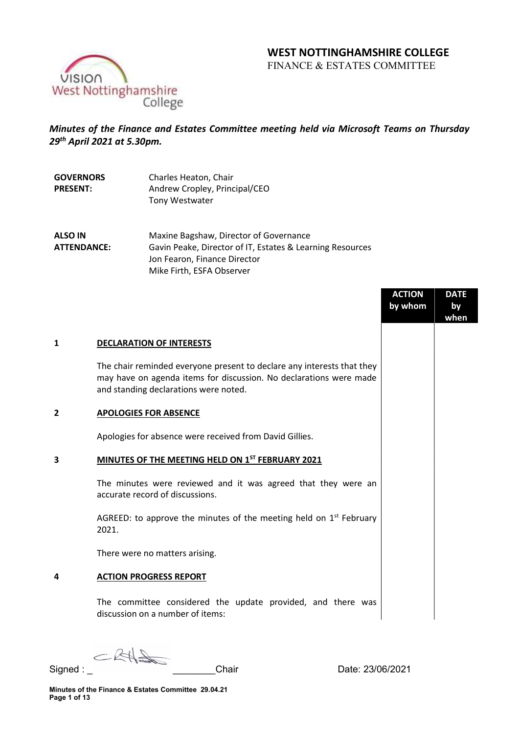# WEST NOTTINGHAMSHIRE COLLEGE

FINANCE & ESTATES COMMITTEE

***Minutes of the Finance and Estates Committee meeting held via Microsoft Teams on Thursday 29th April 2021 at 5.30pm.***

| | |
|---|---|
| **GOVERNORS PRESENT:** | Charles Heaton, Chair<br>Andrew Cropley, Principal/CEO<br>Tony Westwater |
| **ALSO IN ATTENDANCE:** | Maxine Bagshaw, Director of Governance<br>Gavin Peake, Director of IT, Estates & Learning Resources<br>Jon Fearon, Finance Director<br>Mike Firth, ESFA Observer |

| | | ACTION by whom | DATE by when |
|---|---|---|---|
| **1** | **DECLARATION OF INTERESTS** | | |
| | The chair reminded everyone present to declare any interests that they may have on agenda items for discussion. No declarations were made and standing declarations were noted. | | |
| **2** | **APOLOGIES FOR ABSENCE** | | |
| | Apologies for absence were received from David Gillies. | | |
| **3** | **MINUTES OF THE MEETING HELD ON 1ST FEBRUARY 2021** | | |
| | The minutes were reviewed and it was agreed that they were an accurate record of discussions. | | |
| | AGREED: to approve the minutes of the meeting held on 1st February 2021. | | |
| | There were no matters arising. | | |
| **4** | **ACTION PROGRESS REPORT** | | |
| | The committee considered the update provided, and there was discussion on a number of items: | | |

Signed : _ [signature] ________Chair Date: 23/06/2021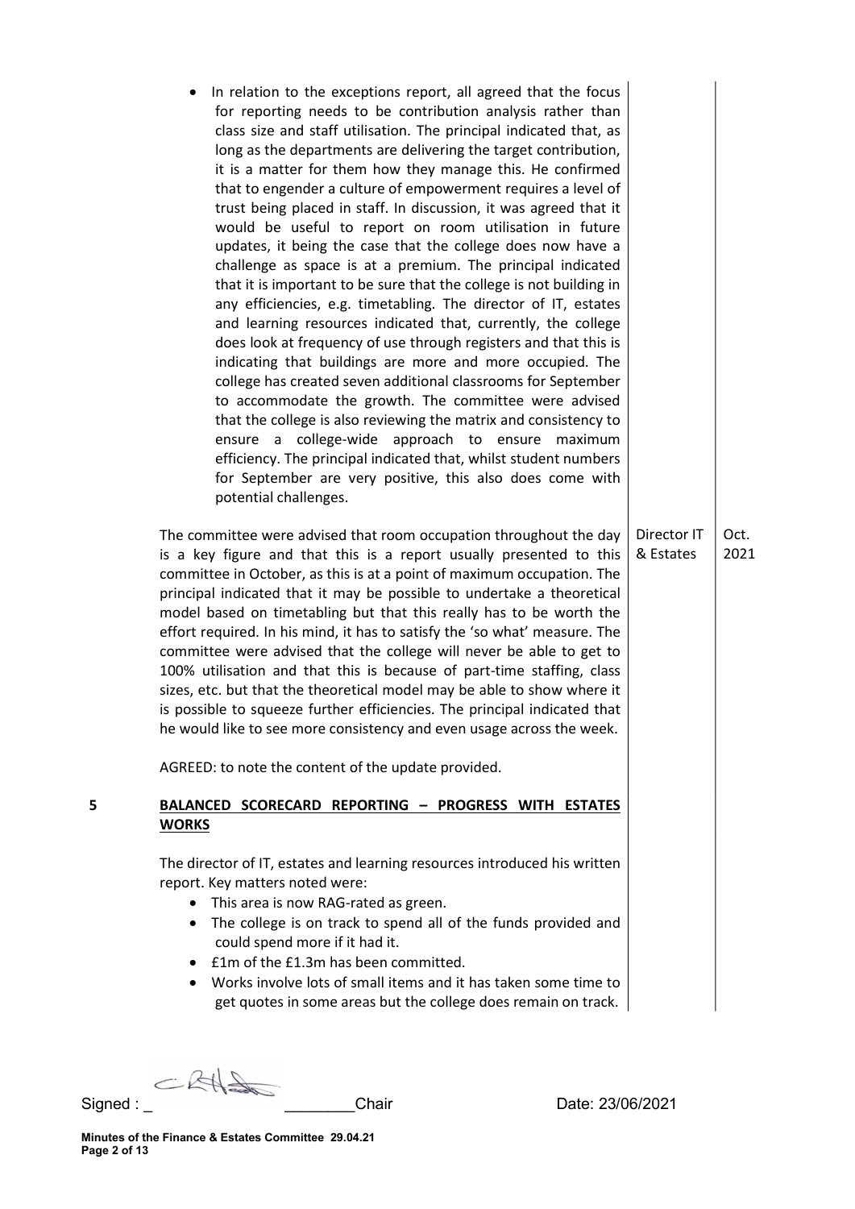- In relation to the exceptions report, all agreed that the focus for reporting needs to be contribution analysis rather than class size and staff utilisation. The principal indicated that, as long as the departments are delivering the target contribution, it is a matter for them how they manage this. He confirmed that to engender a culture of empowerment requires a level of trust being placed in staff. In discussion, it was agreed that it would be useful to report on room utilisation in future updates, it being the case that the college does now have a challenge as space is at a premium. The principal indicated that it is important to be sure that the college is not building in any efficiencies, e.g. timetabling. The director of IT, estates and learning resources indicated that, currently, the college does look at frequency of use through registers and that this is indicating that buildings are more and more occupied. The college has created seven additional classrooms for September to accommodate the growth. The committee were advised that the college is also reviewing the matrix and consistency to ensure a college-wide approach to ensure maximum efficiency. The principal indicated that, whilst student numbers for September are very positive, this also does come with potential challenges.

The committee were advised that room occupation throughout the day is a key figure and that this is a report usually presented to this committee in October, as this is at a point of maximum occupation. The principal indicated that it may be possible to undertake a theoretical model based on timetabling but that this really has to be worth the effort required. In his mind, it has to satisfy the 'so what' measure. The committee were advised that the college will never be able to get to 100% utilisation and that this is because of part-time staffing, class sizes, etc. but that the theoretical model may be able to show where it is possible to squeeze further efficiencies. The principal indicated that he would like to see more consistency and even usage across the week. — **Director IT & Estates — Oct. 2021**

AGREED: to note the content of the update provided.

## 5 BALANCED SCORECARD REPORTING – PROGRESS WITH ESTATES WORKS

The director of IT, estates and learning resources introduced his written report. Key matters noted were:

- This area is now RAG-rated as green.
- The college is on track to spend all of the funds provided and could spend more if it had it.
- £1m of the £1.3m has been committed.
- Works involve lots of small items and it has taken some time to get quotes in some areas but the college does remain on track.

Signed : _ [signature] ________Chair Date: 23/06/2021

**Minutes of the Finance & Estates Committee 29.04.21**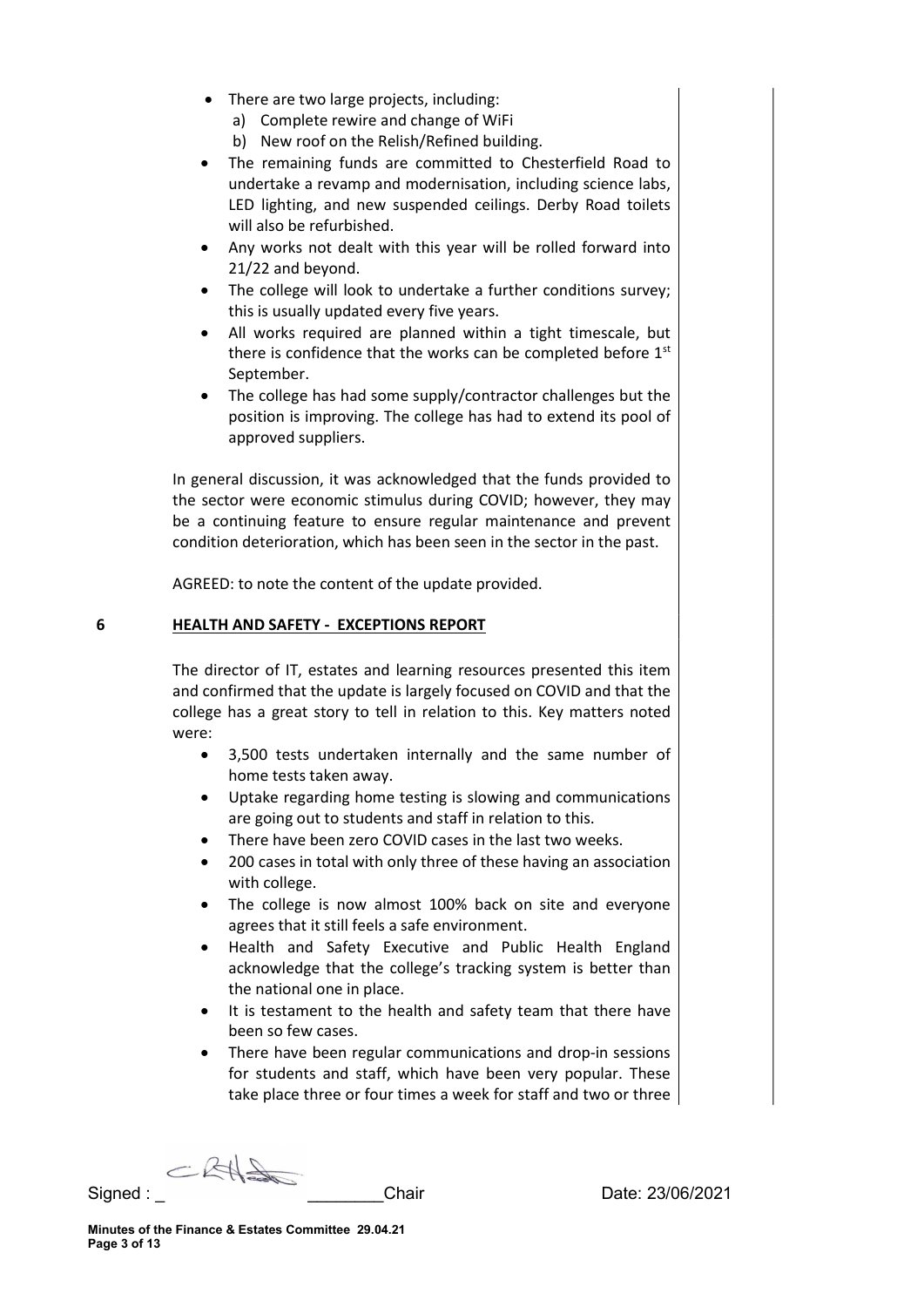- There are two large projects, including:
  - a) Complete rewire and change of WiFi
  - b) New roof on the Relish/Refined building.
- The remaining funds are committed to Chesterfield Road to undertake a revamp and modernisation, including science labs, LED lighting, and new suspended ceilings. Derby Road toilets will also be refurbished.
- Any works not dealt with this year will be rolled forward into 21/22 and beyond.
- The college will look to undertake a further conditions survey; this is usually updated every five years.
- All works required are planned within a tight timescale, but there is confidence that the works can be completed before 1st September.
- The college has had some supply/contractor challenges but the position is improving. The college has had to extend its pool of approved suppliers.

In general discussion, it was acknowledged that the funds provided to the sector were economic stimulus during COVID; however, they may be a continuing feature to ensure regular maintenance and prevent condition deterioration, which has been seen in the sector in the past.

AGREED: to note the content of the update provided.

## 6 HEALTH AND SAFETY - EXCEPTIONS REPORT

The director of IT, estates and learning resources presented this item and confirmed that the update is largely focused on COVID and that the college has a great story to tell in relation to this. Key matters noted were:

- 3,500 tests undertaken internally and the same number of home tests taken away.
- Uptake regarding home testing is slowing and communications are going out to students and staff in relation to this.
- There have been zero COVID cases in the last two weeks.
- 200 cases in total with only three of these having an association with college.
- The college is now almost 100% back on site and everyone agrees that it still feels a safe environment.
- Health and Safety Executive and Public Health England acknowledge that the college's tracking system is better than the national one in place.
- It is testament to the health and safety team that there have been so few cases.
- There have been regular communications and drop-in sessions for students and staff, which have been very popular. These take place three or four times a week for staff and two or three

Signed : _ ________Chair Date: 23/06/2021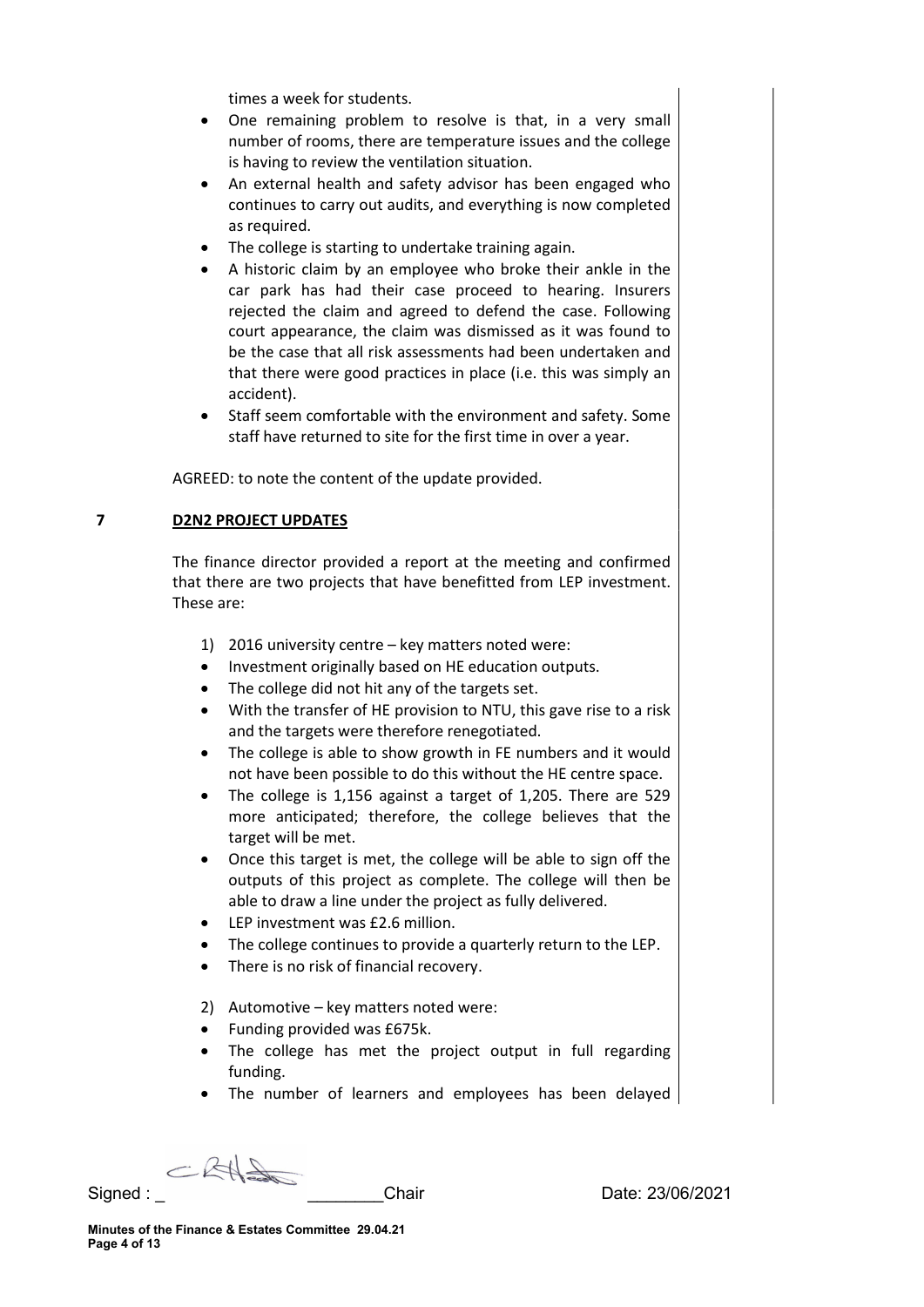times a week for students.

- One remaining problem to resolve is that, in a very small number of rooms, there are temperature issues and the college is having to review the ventilation situation.
- An external health and safety advisor has been engaged who continues to carry out audits, and everything is now completed as required.
- The college is starting to undertake training again.
- A historic claim by an employee who broke their ankle in the car park has had their case proceed to hearing. Insurers rejected the claim and agreed to defend the case. Following court appearance, the claim was dismissed as it was found to be the case that all risk assessments had been undertaken and that there were good practices in place (i.e. this was simply an accident).
- Staff seem comfortable with the environment and safety. Some staff have returned to site for the first time in over a year.

AGREED: to note the content of the update provided.

## 7 D2N2 PROJECT UPDATES

The finance director provided a report at the meeting and confirmed that there are two projects that have benefitted from LEP investment. These are:

1) 2016 university centre – key matters noted were:

- Investment originally based on HE education outputs.
- The college did not hit any of the targets set.
- With the transfer of HE provision to NTU, this gave rise to a risk and the targets were therefore renegotiated.
- The college is able to show growth in FE numbers and it would not have been possible to do this without the HE centre space.
- The college is 1,156 against a target of 1,205. There are 529 more anticipated; therefore, the college believes that the target will be met.
- Once this target is met, the college will be able to sign off the outputs of this project as complete. The college will then be able to draw a line under the project as fully delivered.
- LEP investment was £2.6 million.
- The college continues to provide a quarterly return to the LEP.
- There is no risk of financial recovery.

2) Automotive – key matters noted were:

- Funding provided was £675k.
- The college has met the project output in full regarding funding.
- The number of learners and employees has been delayed

Signed : _ ________Chair Date: 23/06/2021

**Minutes of the Finance & Estates Committee 29.04.21**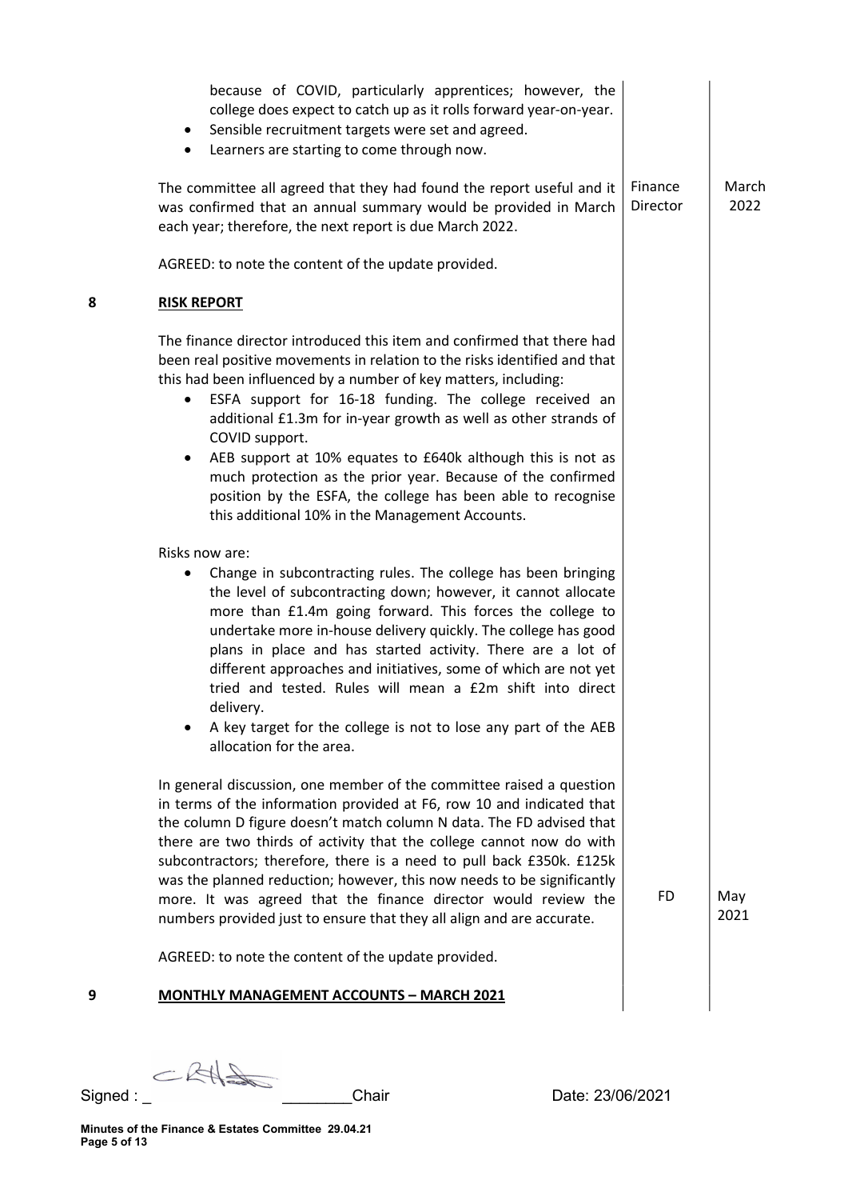because of COVID, particularly apprentices; however, the college does expect to catch up as it rolls forward year-on-year.

- Sensible recruitment targets were set and agreed.
- Learners are starting to come through now.

The committee all agreed that they had found the report useful and it was confirmed that an annual summary would be provided in March each year; therefore, the next report is due March 2022. — **Finance Director** — **March 2022**

AGREED: to note the content of the update provided.

## 8 RISK REPORT

The finance director introduced this item and confirmed that there had been real positive movements in relation to the risks identified and that this had been influenced by a number of key matters, including:

- ESFA support for 16-18 funding. The college received an additional £1.3m for in-year growth as well as other strands of COVID support.
- AEB support at 10% equates to £640k although this is not as much protection as the prior year. Because of the confirmed position by the ESFA, the college has been able to recognise this additional 10% in the Management Accounts.

Risks now are:

- Change in subcontracting rules. The college has been bringing the level of subcontracting down; however, it cannot allocate more than £1.4m going forward. This forces the college to undertake more in-house delivery quickly. The college has good plans in place and has started activity. There are a lot of different approaches and initiatives, some of which are not yet tried and tested. Rules will mean a £2m shift into direct delivery.
- A key target for the college is not to lose any part of the AEB allocation for the area.

In general discussion, one member of the committee raised a question in terms of the information provided at F6, row 10 and indicated that the column D figure doesn't match column N data. The FD advised that there are two thirds of activity that the college cannot now do with subcontractors; therefore, there is a need to pull back £350k. £125k was the planned reduction; however, this now needs to be significantly more. It was agreed that the finance director would review the numbers provided just to ensure that they all align and are accurate. — **FD** — **May 2021**

AGREED: to note the content of the update provided.

## 9 MONTHLY MANAGEMENT ACCOUNTS – MARCH 2021

Signed : \_\_\_\_\_\_\_\_\_\_ Chair    Date: 23/06/2021

Minutes of the Finance & Estates Committee 29.04.21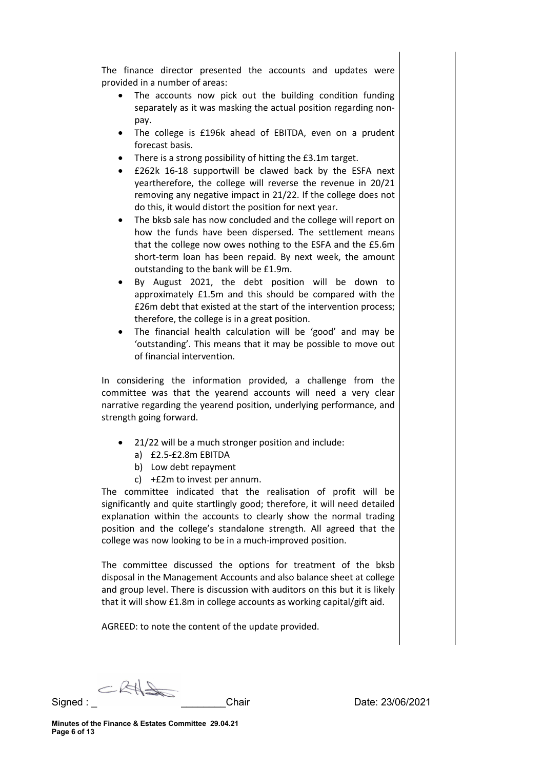The finance director presented the accounts and updates were provided in a number of areas:

- The accounts now pick out the building condition funding separately as it was masking the actual position regarding non-pay.
- The college is £196k ahead of EBITDA, even on a prudent forecast basis.
- There is a strong possibility of hitting the £3.1m target.
- £262k 16-18 supportwill be clawed back by the ESFA next yeartherefore, the college will reverse the revenue in 20/21 removing any negative impact in 21/22. If the college does not do this, it would distort the position for next year.
- The bksb sale has now concluded and the college will report on how the funds have been dispersed. The settlement means that the college now owes nothing to the ESFA and the £5.6m short-term loan has been repaid. By next week, the amount outstanding to the bank will be £1.9m.
- By August 2021, the debt position will be down to approximately £1.5m and this should be compared with the £26m debt that existed at the start of the intervention process; therefore, the college is in a great position.
- The financial health calculation will be 'good' and may be 'outstanding'. This means that it may be possible to move out of financial intervention.

In considering the information provided, a challenge from the committee was that the yearend accounts will need a very clear narrative regarding the yearend position, underlying performance, and strength going forward.

- 21/22 will be a much stronger position and include:
    a) £2.5-£2.8m EBITDA
    b) Low debt repayment
    c) +£2m to invest per annum.

The committee indicated that the realisation of profit will be significantly and quite startlingly good; therefore, it will need detailed explanation within the accounts to clearly show the normal trading position and the college's standalone strength. All agreed that the college was now looking to be in a much-improved position.

The committee discussed the options for treatment of the bksb disposal in the Management Accounts and also balance sheet at college and group level. There is discussion with auditors on this but it is likely that it will show £1.8m in college accounts as working capital/gift aid.

AGREED: to note the content of the update provided.

Signed : _ ________Chair Date: 23/06/2021

**Minutes of the Finance & Estates Committee 29.04.21**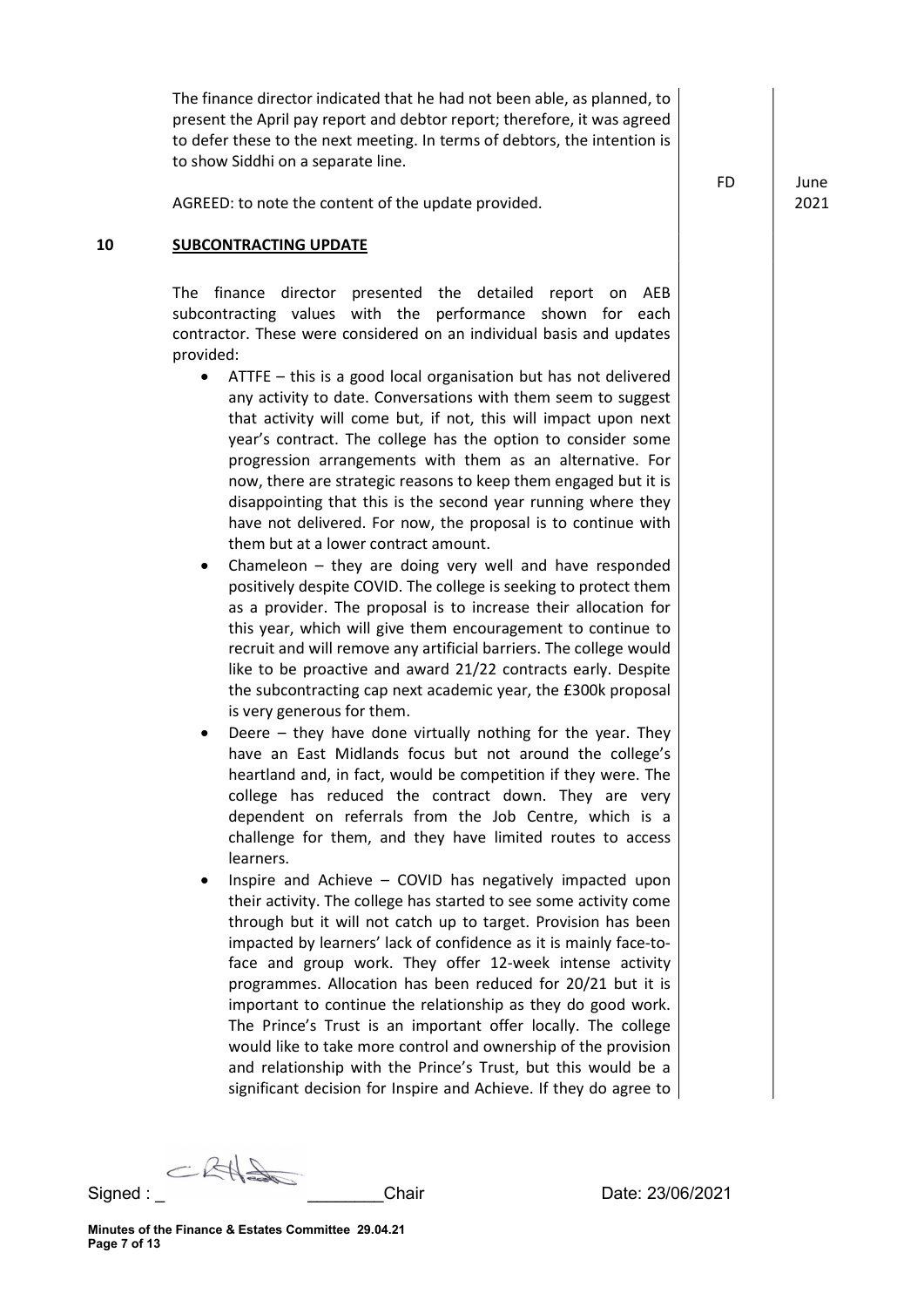The finance director indicated that he had not been able, as planned, to present the April pay report and debtor report; therefore, it was agreed to defer these to the next meeting. In terms of debtors, the intention is to show Siddhi on a separate line.

AGREED: to note the content of the update provided. — FD — June 2021

## 10 SUBCONTRACTING UPDATE

The finance director presented the detailed report on AEB subcontracting values with the performance shown for each contractor. These were considered on an individual basis and updates provided:

- ATTFE – this is a good local organisation but has not delivered any activity to date. Conversations with them seem to suggest that activity will come but, if not, this will impact upon next year's contract. The college has the option to consider some progression arrangements with them as an alternative. For now, there are strategic reasons to keep them engaged but it is disappointing that this is the second year running where they have not delivered. For now, the proposal is to continue with them but at a lower contract amount.
- Chameleon – they are doing very well and have responded positively despite COVID. The college is seeking to protect them as a provider. The proposal is to increase their allocation for this year, which will give them encouragement to continue to recruit and will remove any artificial barriers. The college would like to be proactive and award 21/22 contracts early. Despite the subcontracting cap next academic year, the £300k proposal is very generous for them.
- Deere – they have done virtually nothing for the year. They have an East Midlands focus but not around the college's heartland and, in fact, would be competition if they were. The college has reduced the contract down. They are very dependent on referrals from the Job Centre, which is a challenge for them, and they have limited routes to access learners.
- Inspire and Achieve – COVID has negatively impacted upon their activity. The college has started to see some activity come through but it will not catch up to target. Provision has been impacted by learners' lack of confidence as it is mainly face-to-face and group work. They offer 12-week intense activity programmes. Allocation has been reduced for 20/21 but it is important to continue the relationship as they do good work. The Prince's Trust is an important offer locally. The college would like to take more control and ownership of the provision and relationship with the Prince's Trust, but this would be a significant decision for Inspire and Achieve. If they do agree to

Signed : _ ________Chair Date: 23/06/2021

**Minutes of the Finance & Estates Committee 29.04.21**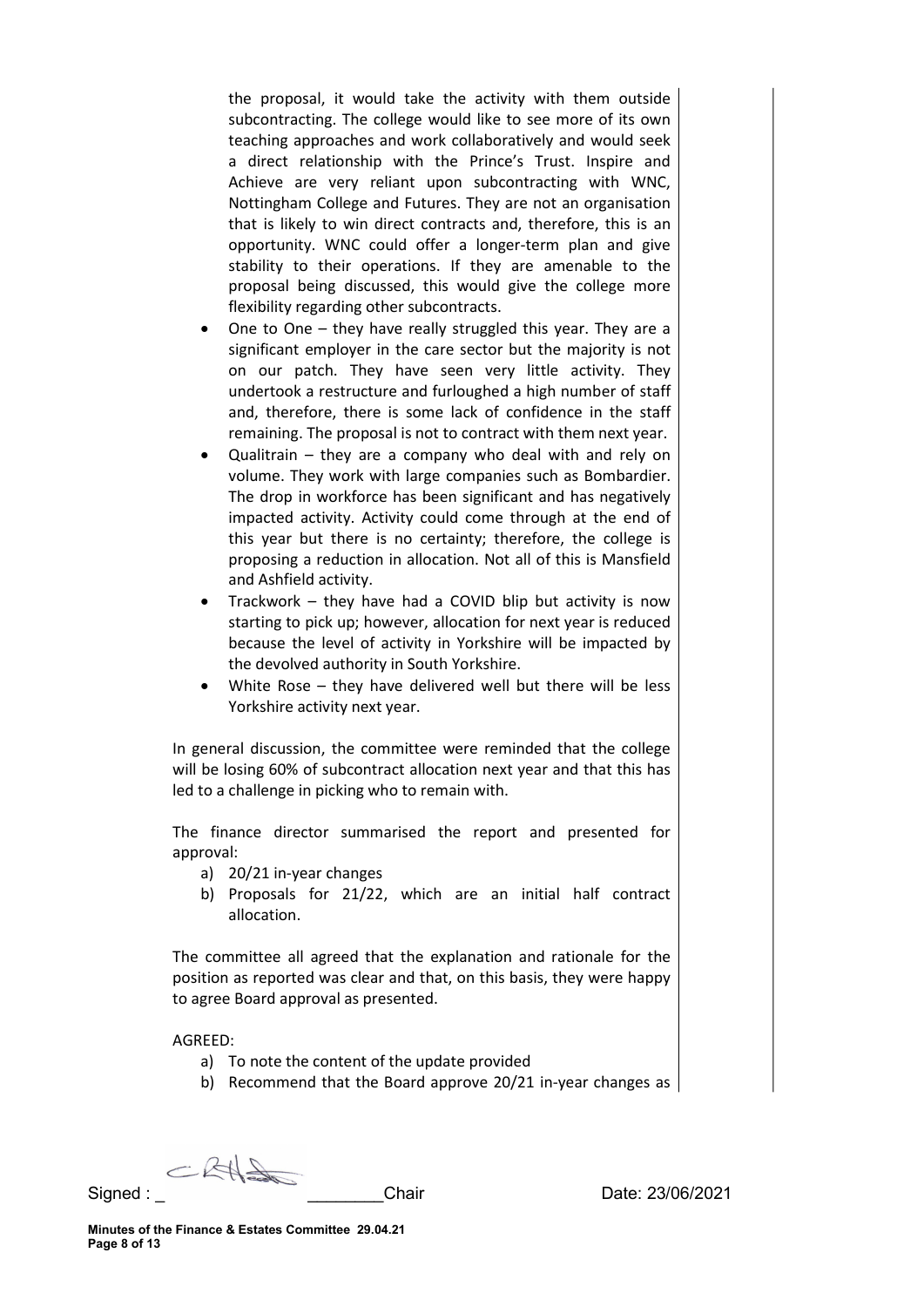the proposal, it would take the activity with them outside subcontracting. The college would like to see more of its own teaching approaches and work collaboratively and would seek a direct relationship with the Prince's Trust. Inspire and Achieve are very reliant upon subcontracting with WNC, Nottingham College and Futures. They are not an organisation that is likely to win direct contracts and, therefore, this is an opportunity. WNC could offer a longer-term plan and give stability to their operations. If they are amenable to the proposal being discussed, this would give the college more flexibility regarding other subcontracts.

- One to One – they have really struggled this year. They are a significant employer in the care sector but the majority is not on our patch. They have seen very little activity. They undertook a restructure and furloughed a high number of staff and, therefore, there is some lack of confidence in the staff remaining. The proposal is not to contract with them next year.
- Qualitrain – they are a company who deal with and rely on volume. They work with large companies such as Bombardier. The drop in workforce has been significant and has negatively impacted activity. Activity could come through at the end of this year but there is no certainty; therefore, the college is proposing a reduction in allocation. Not all of this is Mansfield and Ashfield activity.
- Trackwork – they have had a COVID blip but activity is now starting to pick up; however, allocation for next year is reduced because the level of activity in Yorkshire will be impacted by the devolved authority in South Yorkshire.
- White Rose – they have delivered well but there will be less Yorkshire activity next year.

In general discussion, the committee were reminded that the college will be losing 60% of subcontract allocation next year and that this has led to a challenge in picking who to remain with.

The finance director summarised the report and presented for approval:

a) 20/21 in-year changes
b) Proposals for 21/22, which are an initial half contract allocation.

The committee all agreed that the explanation and rationale for the position as reported was clear and that, on this basis, they were happy to agree Board approval as presented.

AGREED:

a) To note the content of the update provided
b) Recommend that the Board approve 20/21 in-year changes as

Signed : _ ________Chair Date: 23/06/2021

**Minutes of the Finance & Estates Committee 29.04.21**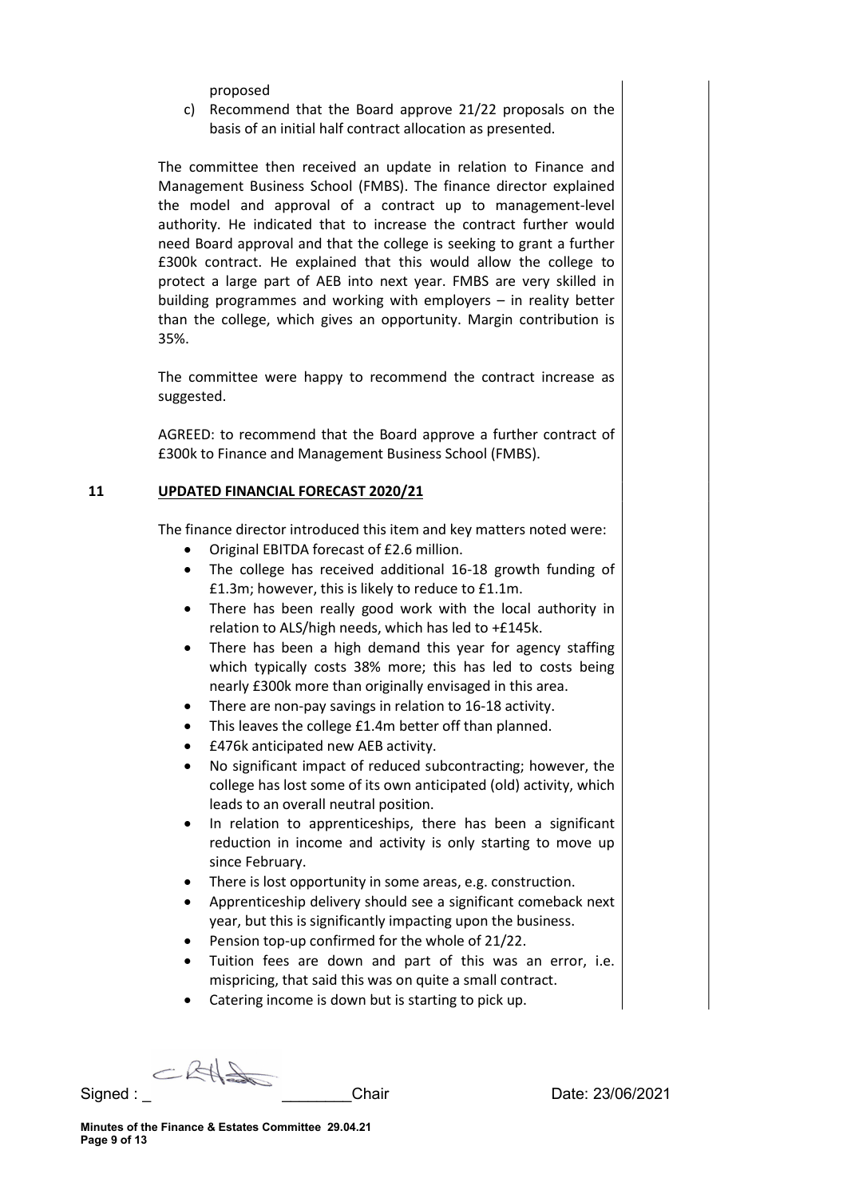proposed

c) Recommend that the Board approve 21/22 proposals on the basis of an initial half contract allocation as presented.

The committee then received an update in relation to Finance and Management Business School (FMBS). The finance director explained the model and approval of a contract up to management-level authority. He indicated that to increase the contract further would need Board approval and that the college is seeking to grant a further £300k contract. He explained that this would allow the college to protect a large part of AEB into next year. FMBS are very skilled in building programmes and working with employers – in reality better than the college, which gives an opportunity. Margin contribution is 35%.

The committee were happy to recommend the contract increase as suggested.

AGREED: to recommend that the Board approve a further contract of £300k to Finance and Management Business School (FMBS).

## 11 UPDATED FINANCIAL FORECAST 2020/21

The finance director introduced this item and key matters noted were:

- Original EBITDA forecast of £2.6 million.
- The college has received additional 16-18 growth funding of £1.3m; however, this is likely to reduce to £1.1m.
- There has been really good work with the local authority in relation to ALS/high needs, which has led to +£145k.
- There has been a high demand this year for agency staffing which typically costs 38% more; this has led to costs being nearly £300k more than originally envisaged in this area.
- There are non-pay savings in relation to 16-18 activity.
- This leaves the college £1.4m better off than planned.
- £476k anticipated new AEB activity.
- No significant impact of reduced subcontracting; however, the college has lost some of its own anticipated (old) activity, which leads to an overall neutral position.
- In relation to apprenticeships, there has been a significant reduction in income and activity is only starting to move up since February.
- There is lost opportunity in some areas, e.g. construction.
- Apprenticeship delivery should see a significant comeback next year, but this is significantly impacting upon the business.
- Pension top-up confirmed for the whole of 21/22.
- Tuition fees are down and part of this was an error, i.e. mispricing, that said this was on quite a small contract.
- Catering income is down but is starting to pick up.

Signed : _ ________Chair Date: 23/06/2021

Minutes of the Finance & Estates Committee 29.04.21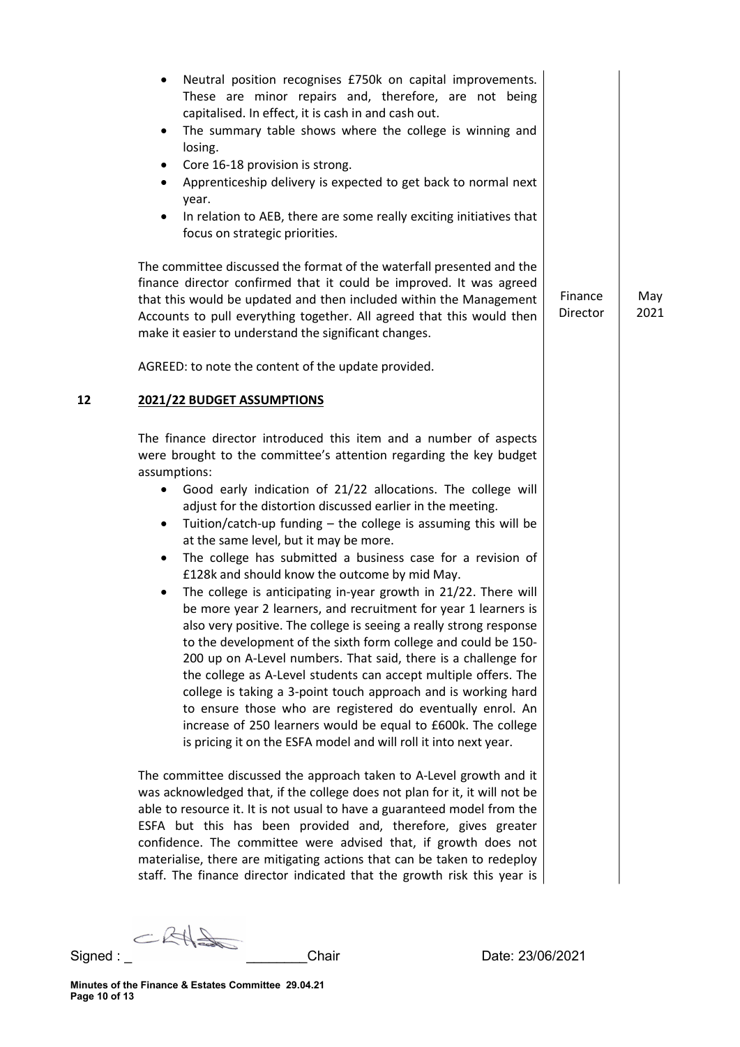- Neutral position recognises £750k on capital improvements. These are minor repairs and, therefore, are not being capitalised. In effect, it is cash in and cash out.
- The summary table shows where the college is winning and losing.
- Core 16-18 provision is strong.
- Apprenticeship delivery is expected to get back to normal next year.
- In relation to AEB, there are some really exciting initiatives that focus on strategic priorities.

The committee discussed the format of the waterfall presented and the finance director confirmed that it could be improved. It was agreed that this would be updated and then included within the Management Accounts to pull everything together. All agreed that this would then make it easier to understand the significant changes. | Finance Director | May 2021

AGREED: to note the content of the update provided.

## 12 2021/22 BUDGET ASSUMPTIONS

The finance director introduced this item and a number of aspects were brought to the committee's attention regarding the key budget assumptions:

- Good early indication of 21/22 allocations. The college will adjust for the distortion discussed earlier in the meeting.
- Tuition/catch-up funding – the college is assuming this will be at the same level, but it may be more.
- The college has submitted a business case for a revision of £128k and should know the outcome by mid May.
- The college is anticipating in-year growth in 21/22. There will be more year 2 learners, and recruitment for year 1 learners is also very positive. The college is seeing a really strong response to the development of the sixth form college and could be 150-200 up on A-Level numbers. That said, there is a challenge for the college as A-Level students can accept multiple offers. The college is taking a 3-point touch approach and is working hard to ensure those who are registered do eventually enrol. An increase of 250 learners would be equal to £600k. The college is pricing it on the ESFA model and will roll it into next year.

The committee discussed the approach taken to A-Level growth and it was acknowledged that, if the college does not plan for it, it will not be able to resource it. It is not usual to have a guaranteed model from the ESFA but this has been provided and, therefore, gives greater confidence. The committee were advised that, if growth does not materialise, there are mitigating actions that can be taken to redeploy staff. The finance director indicated that the growth risk this year is

Signed : _ ________Chair Date: 23/06/2021

Minutes of the Finance & Estates Committee 29.04.21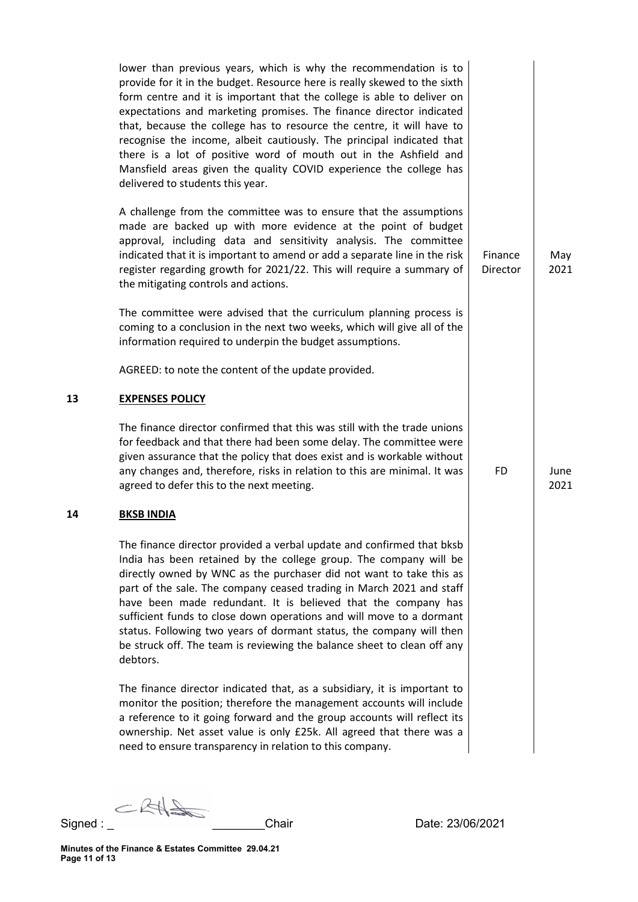lower than previous years, which is why the recommendation is to provide for it in the budget. Resource here is really skewed to the sixth form centre and it is important that the college is able to deliver on expectations and marketing promises. The finance director indicated that, because the college has to resource the centre, it will have to recognise the income, albeit cautiously. The principal indicated that there is a lot of positive word of mouth out in the Ashfield and Mansfield areas given the quality COVID experience the college has delivered to students this year.

| | | | |
|---|---|---|---|
| | A challenge from the committee was to ensure that the assumptions made are backed up with more evidence at the point of budget approval, including data and sensitivity analysis. The committee indicated that it is important to amend or add a separate line in the risk register regarding growth for 2021/22. This will require a summary of the mitigating controls and actions. | Finance Director | May 2021 |

The committee were advised that the curriculum planning process is coming to a conclusion in the next two weeks, which will give all of the information required to underpin the budget assumptions.

AGREED: to note the content of the update provided.

## 13 EXPENSES POLICY

| | | | |
|---|---|---|---|
| | The finance director confirmed that this was still with the trade unions for feedback and that there had been some delay. The committee were given assurance that the policy that does exist and is workable without any changes and, therefore, risks in relation to this are minimal. It was agreed to defer this to the next meeting. | FD | June 2021 |

## 14 BKSB INDIA

The finance director provided a verbal update and confirmed that bksb India has been retained by the college group. The company will be directly owned by WNC as the purchaser did not want to take this as part of the sale. The company ceased trading in March 2021 and staff have been made redundant. It is believed that the company has sufficient funds to close down operations and will move to a dormant status. Following two years of dormant status, the company will then be struck off. The team is reviewing the balance sheet to clean off any debtors.

The finance director indicated that, as a subsidiary, it is important to monitor the position; therefore the management accounts will include a reference to it going forward and the group accounts will reflect its ownership. Net asset value is only £25k. All agreed that there was a need to ensure transparency in relation to this company.

Signed : \_ \_\_\_\_\_\_\_\_Chair Date: 23/06/2021

**Minutes of the Finance & Estates Committee 29.04.21**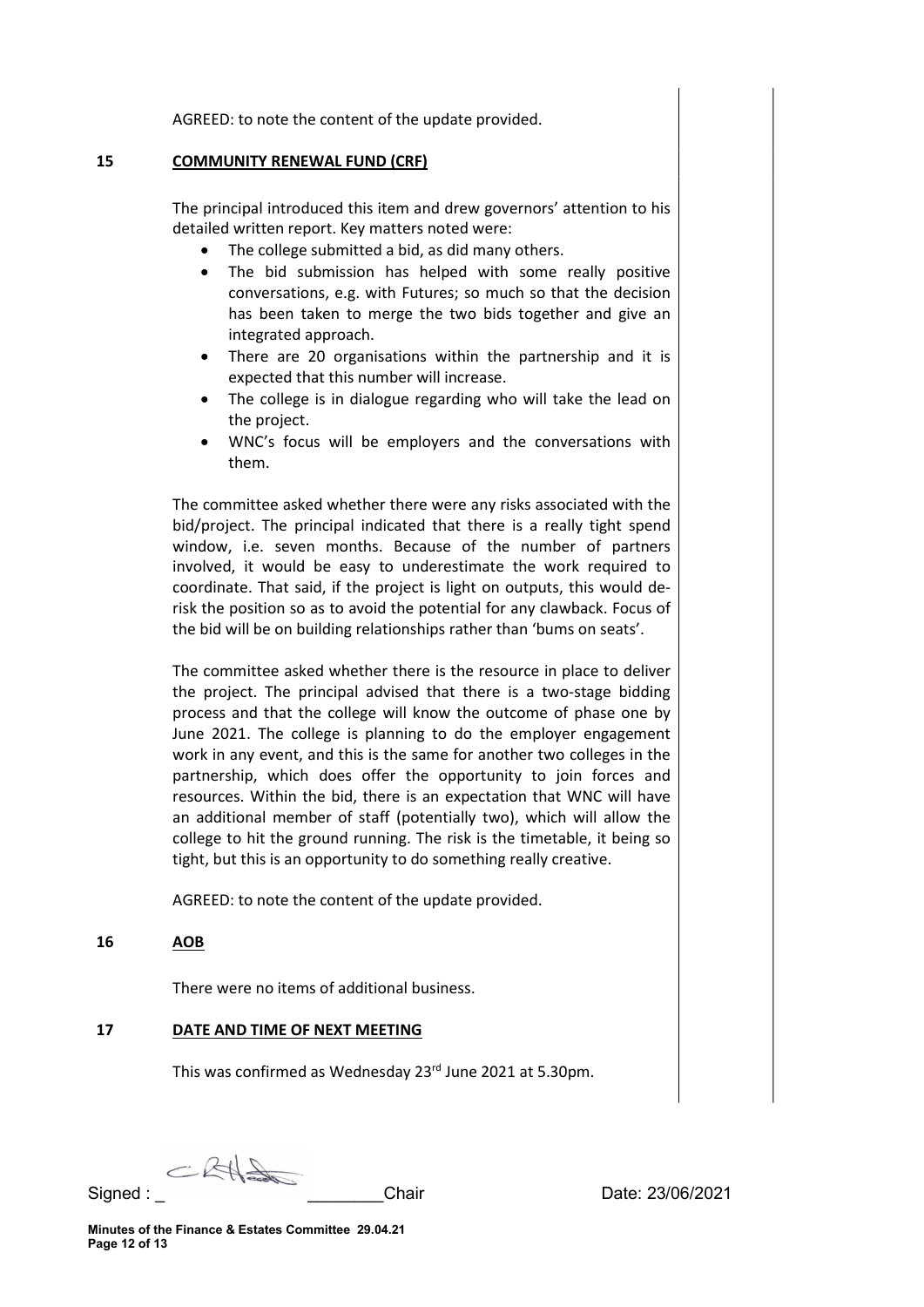AGREED: to note the content of the update provided.

## 15 COMMUNITY RENEWAL FUND (CRF)

The principal introduced this item and drew governors' attention to his detailed written report. Key matters noted were:

- The college submitted a bid, as did many others.
- The bid submission has helped with some really positive conversations, e.g. with Futures; so much so that the decision has been taken to merge the two bids together and give an integrated approach.
- There are 20 organisations within the partnership and it is expected that this number will increase.
- The college is in dialogue regarding who will take the lead on the project.
- WNC's focus will be employers and the conversations with them.

The committee asked whether there were any risks associated with the bid/project. The principal indicated that there is a really tight spend window, i.e. seven months. Because of the number of partners involved, it would be easy to underestimate the work required to coordinate. That said, if the project is light on outputs, this would de-risk the position so as to avoid the potential for any clawback. Focus of the bid will be on building relationships rather than 'bums on seats'.

The committee asked whether there is the resource in place to deliver the project. The principal advised that there is a two-stage bidding process and that the college will know the outcome of phase one by June 2021. The college is planning to do the employer engagement work in any event, and this is the same for another two colleges in the partnership, which does offer the opportunity to join forces and resources. Within the bid, there is an expectation that WNC will have an additional member of staff (potentially two), which will allow the college to hit the ground running. The risk is the timetable, it being so tight, but this is an opportunity to do something really creative.

AGREED: to note the content of the update provided.

## 16 AOB

There were no items of additional business.

## 17 DATE AND TIME OF NEXT MEETING

This was confirmed as Wednesday 23rd June 2021 at 5.30pm.

Signed : \_ \_\_\_\_\_\_\_\_Chair Date: 23/06/2021

Minutes of the Finance & Estates Committee 29.04.21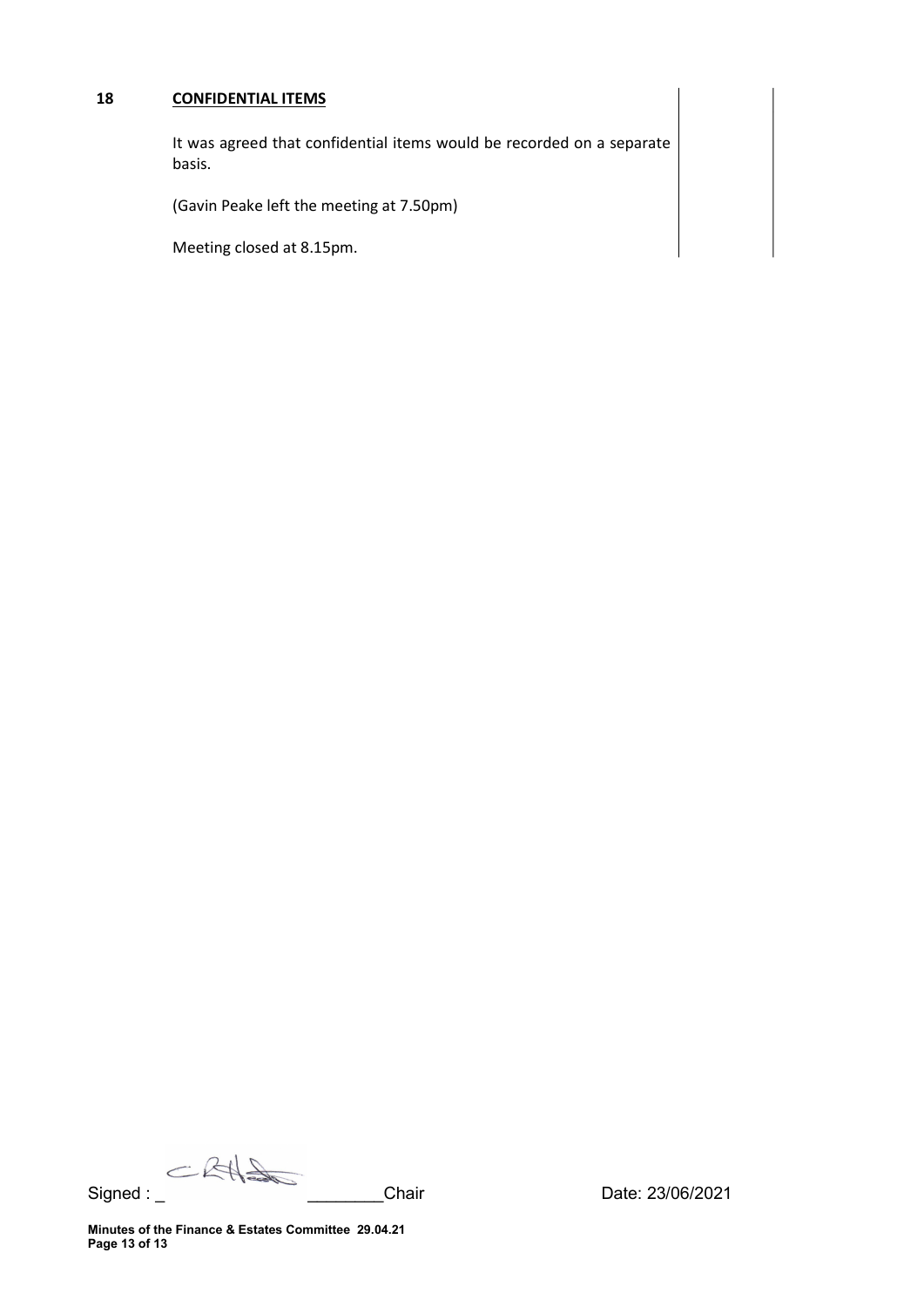**18 CONFIDENTIAL ITEMS**

It was agreed that confidential items would be recorded on a separate basis.

(Gavin Peake left the meeting at 7.50pm)

Meeting closed at 8.15pm.

Signed : ________________Chair Date: 23/06/2021